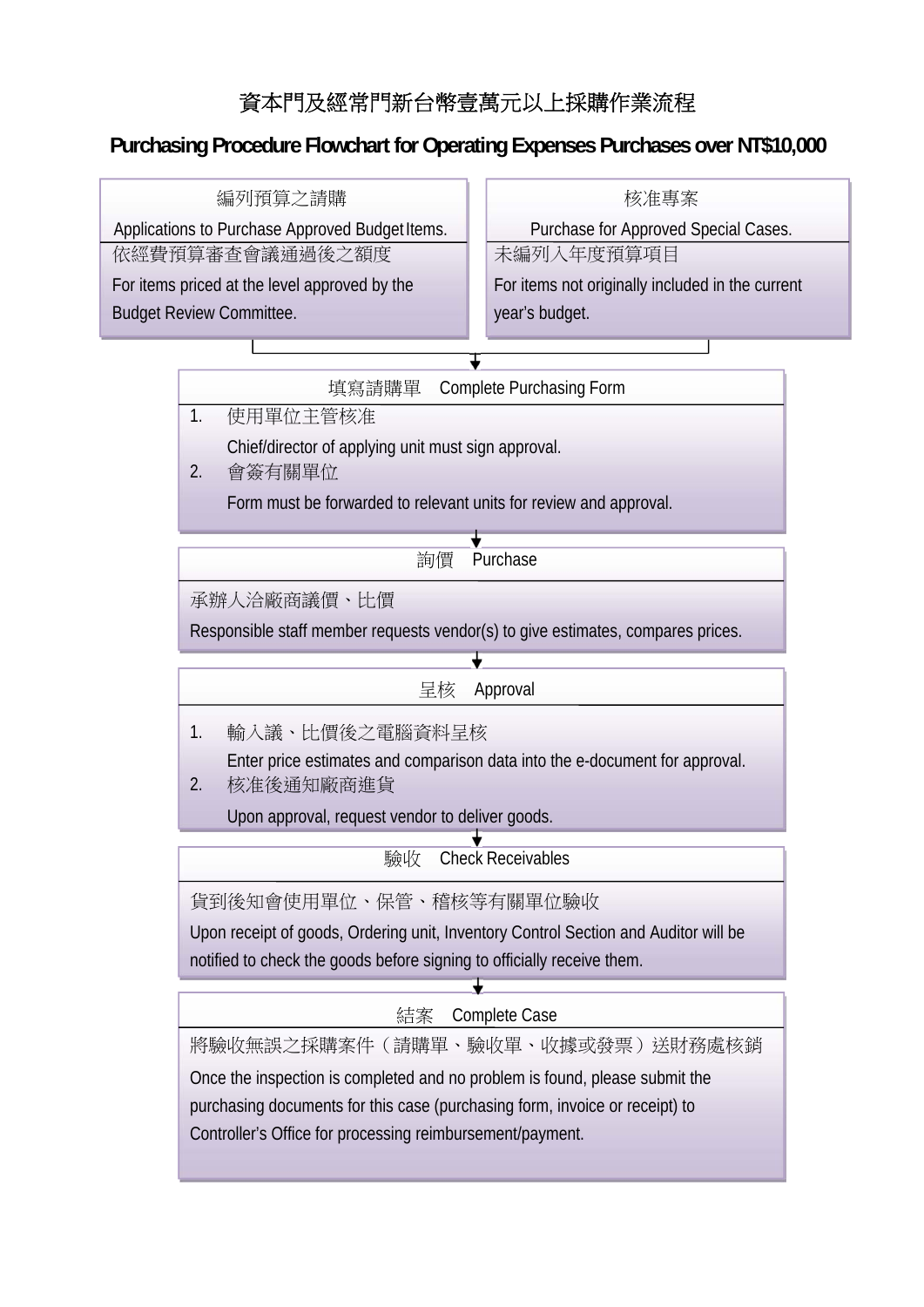# 資本門及經常門新台幣壹萬元以上採購作業流程

## Purchasing Procedure Flowchart for Operating Expenses Purchases over NT$10,000

### 編列預算之請購

Applications to Purchase Approved Budget Items.

依經費預算審查會議通過後之額度

For items priced at the level approved by the Budget Review Committee.

### 核准專案

Purchase for Approved Special Cases.

未編列入年度預算項目

For items not originally included in the current year's budget.

↓

### 填寫請購單 Complete Purchasing Form

1. 使用單位主管核准

   Chief/director of applying unit must sign approval.

2. 會簽有關單位

   Form must be forwarded to relevant units for review and approval.

↓

### 詢價 Purchase

承辦人洽廠商議價、比價

Responsible staff member requests vendor(s) to give estimates, compares prices.

↓

### 呈核 Approval

1. 輸入議、比價後之電腦資料呈核

   Enter price estimates and comparison data into the e-document for approval.

2. 核准後通知廠商進貨

   Upon approval, request vendor to deliver goods.

↓

### 驗收 Check Receivables

貨到後知會使用單位、保管、稽核等有關單位驗收

Upon receipt of goods, Ordering unit, Inventory Control Section and Auditor will be notified to check the goods before signing to officially receive them.

↓

### 結案 Complete Case

將驗收無誤之採購案件（請購單、驗收單、收據或發票）送財務處核銷

Once the inspection is completed and no problem is found, please submit the purchasing documents for this case (purchasing form, invoice or receipt) to Controller's Office for processing reimbursement/payment.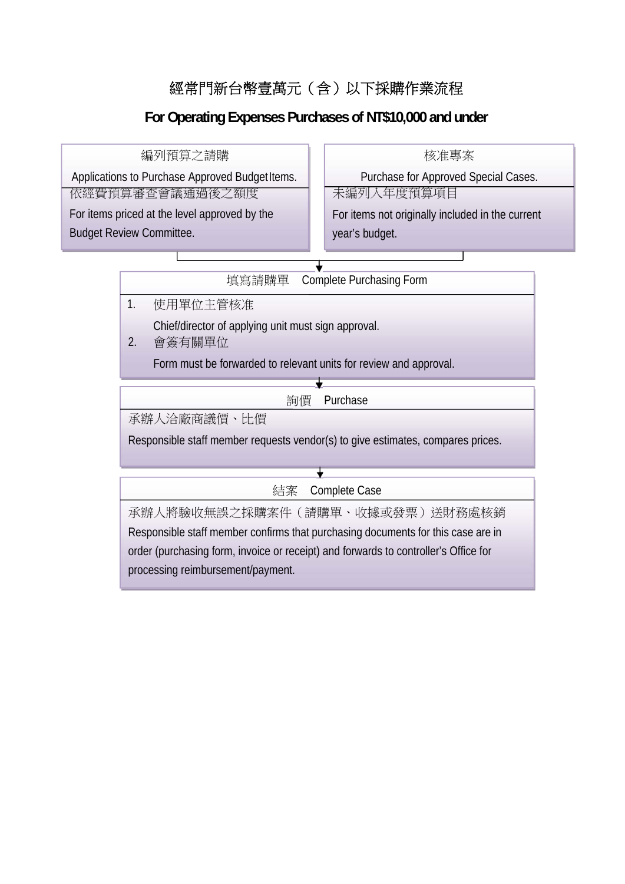# 經常門新台幣壹萬元（含）以下採購作業流程

## For Operating Expenses Purchases of NT$10,000 and under

**編列預算之請購**

**Applications to Purchase Approved Budget Items.**

依經費預算審查會議通過後之額度

For items priced at the level approved by the Budget Review Committee.

**核准專案**

**Purchase for Approved Special Cases.**

未編列入年度預算項目

For items not originally included in the current year's budget.

↓

**填寫請購單　Complete Purchasing Form**

1. 使用單位主管核准

   Chief/director of applying unit must sign approval.

2. 會簽有關單位

   Form must be forwarded to relevant units for review and approval.

↓

**詢價　Purchase**

承辦人洽廠商議價、比價

Responsible staff member requests vendor(s) to give estimates, compares prices.

↓

**結案　Complete Case**

承辦人將驗收無誤之採購案件（請購單、收據或發票）送財務處核銷

Responsible staff member confirms that purchasing documents for this case are in order (purchasing form, invoice or receipt) and forwards to controller's Office for processing reimbursement/payment.